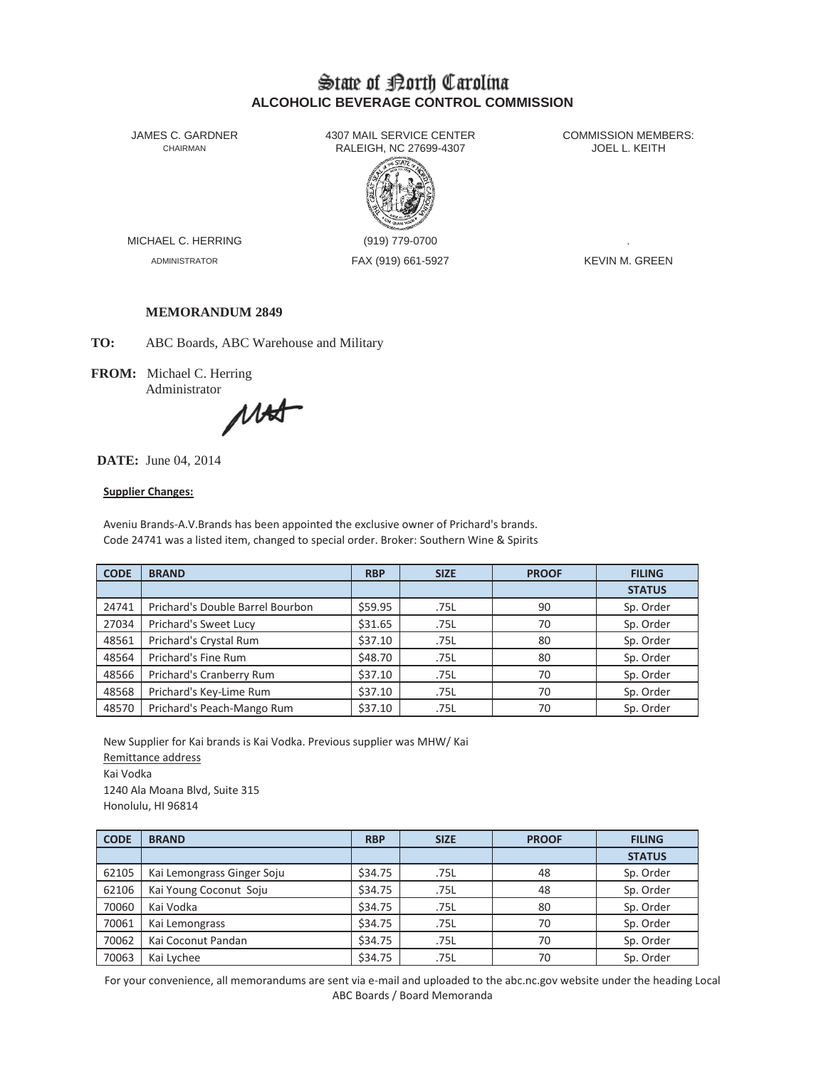# State of North Carolina
## ALCOHOLIC BEVERAGE CONTROL COMMISSION

JAMES C. GARDNER
CHAIRMAN

4307 MAIL SERVICE CENTER
RALEIGH, NC 27699-4307

COMMISSION MEMBERS:
JOEL L. KEITH

MICHAEL C. HERRING
ADMINISTRATOR

(919) 779-0700
FAX (919) 661-5927

.
KEVIN M. GREEN

**MEMORANDUM 2849**

**TO:** ABC Boards, ABC Warehouse and Military

**FROM:** Michael C. Herring
Administrator

**DATE:** June 04, 2014

**Supplier Changes:**

Aveniu Brands-A.V.Brands has been appointed the exclusive owner of Prichard's brands.
Code 24741 was a listed item, changed to special order. Broker: Southern Wine & Spirits

| CODE | BRAND | RBP | SIZE | PROOF | FILING STATUS |
|---|---|---|---|---|---|
| 24741 | Prichard's Double Barrel Bourbon | $59.95 | .75L | 90 | Sp. Order |
| 27034 | Prichard's Sweet Lucy | $31.65 | .75L | 70 | Sp. Order |
| 48561 | Prichard's Crystal Rum | $37.10 | .75L | 80 | Sp. Order |
| 48564 | Prichard's Fine Rum | $48.70 | .75L | 80 | Sp. Order |
| 48566 | Prichard's Cranberry Rum | $37.10 | .75L | 70 | Sp. Order |
| 48568 | Prichard's Key-Lime Rum | $37.10 | .75L | 70 | Sp. Order |
| 48570 | Prichard's Peach-Mango Rum | $37.10 | .75L | 70 | Sp. Order |

New Supplier for Kai brands is Kai Vodka. Previous supplier was MHW/ Kai

Remittance address
Kai Vodka
1240 Ala Moana Blvd, Suite 315
Honolulu, HI 96814

| CODE | BRAND | RBP | SIZE | PROOF | FILING STATUS |
|---|---|---|---|---|---|
| 62105 | Kai Lemongrass Ginger Soju | $34.75 | .75L | 48 | Sp. Order |
| 62106 | Kai Young Coconut Soju | $34.75 | .75L | 48 | Sp. Order |
| 70060 | Kai Vodka | $34.75 | .75L | 80 | Sp. Order |
| 70061 | Kai Lemongrass | $34.75 | .75L | 70 | Sp. Order |
| 70062 | Kai Coconut Pandan | $34.75 | .75L | 70 | Sp. Order |
| 70063 | Kai Lychee | $34.75 | .75L | 70 | Sp. Order |

For your convenience, all memorandums are sent via e-mail and uploaded to the abc.nc.gov website under the heading Local ABC Boards / Board Memoranda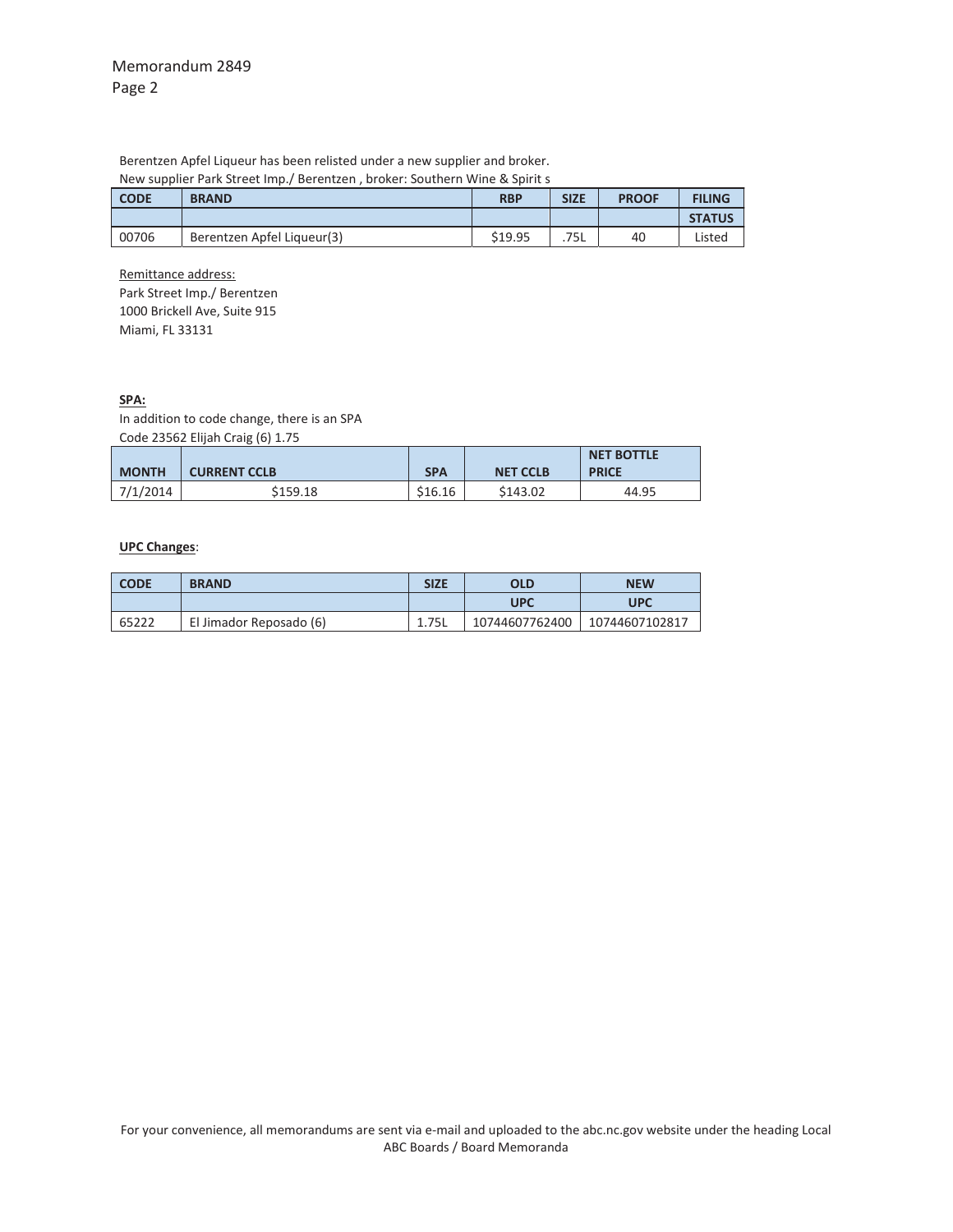Berentzen Apfel Liqueur has been relisted under a new supplier and broker.
New supplier Park Street Imp./ Berentzen , broker: Southern Wine & Spirit s

| CODE | BRAND | RBP | SIZE | PROOF | FILING STATUS |
|---|---|---|---|---|---|
| 00706 | Berentzen Apfel Liqueur(3) | $19.95 | .75L | 40 | Listed |

Remittance address:
Park Street Imp./ Berentzen
1000 Brickell Ave, Suite 915
Miami, FL 33131

**SPA:**

In addition to code change, there is an SPA
Code 23562 Elijah Craig (6) 1.75

| MONTH | CURRENT CCLB | SPA | NET CCLB | NET BOTTLE PRICE |
|---|---|---|---|---|
| 7/1/2014 | $159.18 | $16.16 | $143.02 | 44.95 |

**UPC Changes**:

| CODE | BRAND | SIZE | OLD UPC | NEW UPC |
|---|---|---|---|---|
| 65222 | El Jimador Reposado (6) | 1.75L | 10744607762400 | 10744607102817 |

For your convenience, all memorandums are sent via e-mail and uploaded to the abc.nc.gov website under the heading Local ABC Boards / Board Memoranda